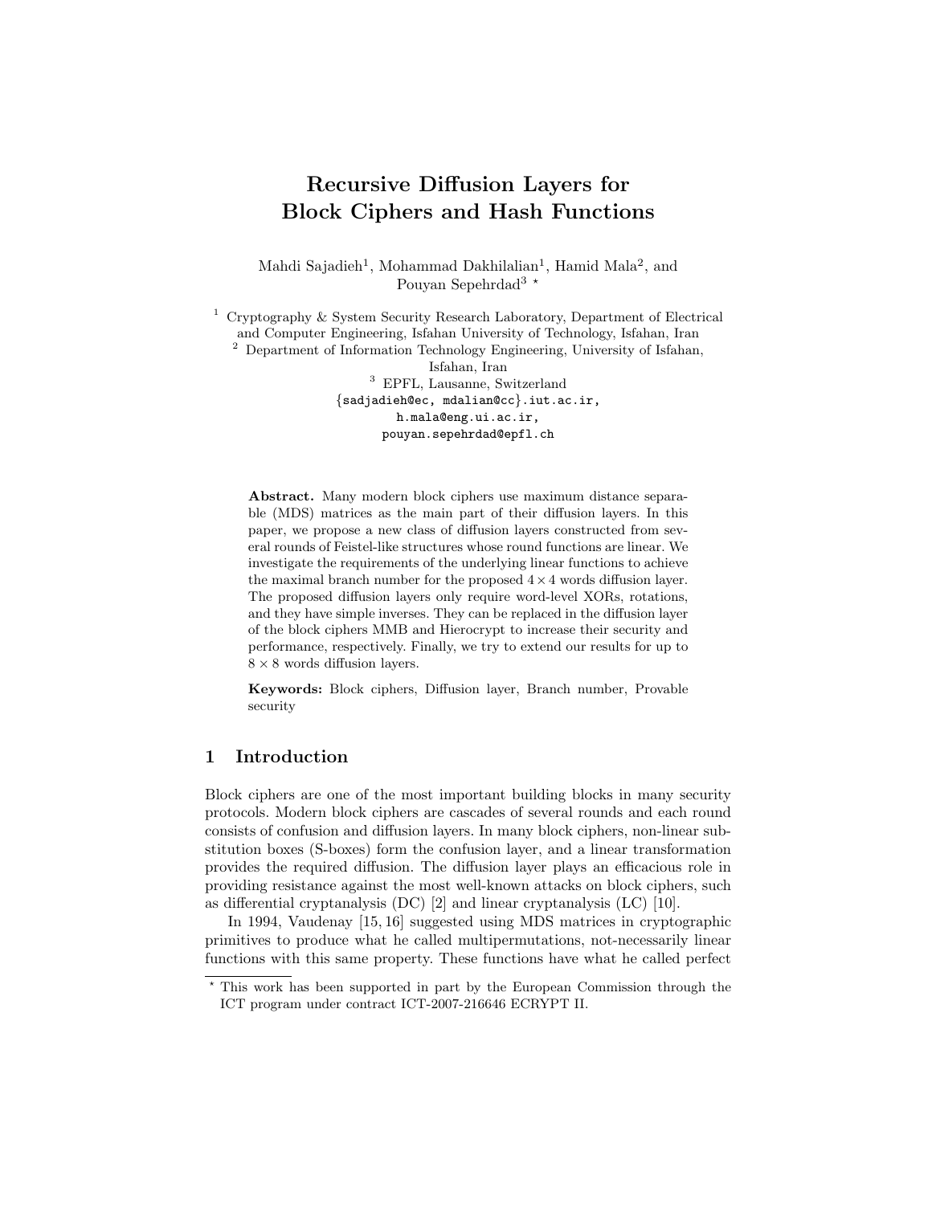# Recursive Diffusion Layers for Block Ciphers and Hash Functions

Mahdi Sajadieh[1], Mohammad Dakhilalian[1], Hamid Mala[2], and Pouyan Sepehrdad[3] *

[1] Cryptography & System Security Research Laboratory, Department of Electrical and Computer Engineering, Isfahan University of Technology, Isfahan, Iran
[2] Department of Information Technology Engineering, University of Isfahan, Isfahan, Iran
[3] EPFL, Lausanne, Switzerland

{sadjadieh@ec, mdalian@cc}.iut.ac.ir,
h.mala@eng.ui.ac.ir,
pouyan.sepehrdad@epfl.ch

**Abstract.** Many modern block ciphers use maximum distance separable (MDS) matrices as the main part of their diffusion layers. In this paper, we propose a new class of diffusion layers constructed from several rounds of Feistel-like structures whose round functions are linear. We investigate the requirements of the underlying linear functions to achieve the maximal branch number for the proposed $4 \times 4$ words diffusion layer. The proposed diffusion layers only require word-level XORs, rotations, and they have simple inverses. They can be replaced in the diffusion layer of the block ciphers MMB and Hierocrypt to increase their security and performance, respectively. Finally, we try to extend our results for up to $8 \times 8$ words diffusion layers.

**Keywords:** Block ciphers, Diffusion layer, Branch number, Provable security

## 1 Introduction

Block ciphers are one of the most important building blocks in many security protocols. Modern block ciphers are cascades of several rounds and each round consists of confusion and diffusion layers. In many block ciphers, non-linear substitution boxes (S-boxes) form the confusion layer, and a linear transformation provides the required diffusion. The diffusion layer plays an efficacious role in providing resistance against the most well-known attacks on block ciphers, such as differential cryptanalysis (DC) [2] and linear cryptanalysis (LC) [10].

In 1994, Vaudenay [15, 16] suggested using MDS matrices in cryptographic primitives to produce what he called multipermutations, not-necessarily linear functions with this same property. These functions have what he called perfect

* This work has been supported in part by the European Commission through the ICT program under contract ICT-2007-216646 ECRYPT II.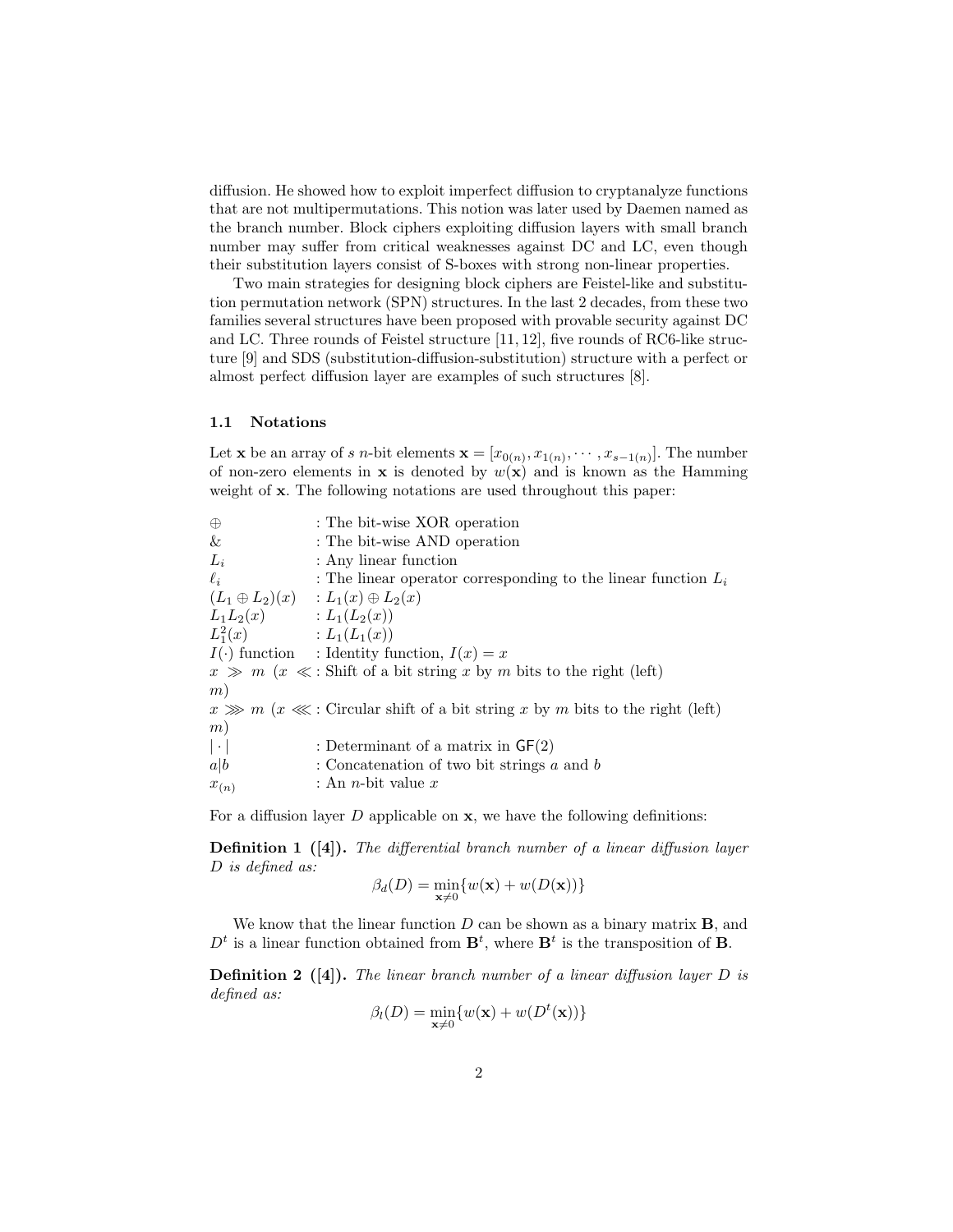diffusion. He showed how to exploit imperfect diffusion to cryptanalyze functions that are not multipermutations. This notion was later used by Daemen named as the branch number. Block ciphers exploiting diffusion layers with small branch number may suffer from critical weaknesses against DC and LC, even though their substitution layers consist of S-boxes with strong non-linear properties.

Two main strategies for designing block ciphers are Feistel-like and substitution permutation network (SPN) structures. In the last 2 decades, from these two families several structures have been proposed with provable security against DC and LC. Three rounds of Feistel structure [11, 12], five rounds of RC6-like structure [9] and SDS (substitution-diffusion-substitution) structure with a perfect or almost perfect diffusion layer are examples of such structures [8].

### 1.1 Notations

Let $\mathbf{x}$ be an array of $s$ $n$-bit elements $\mathbf{x} = [x_{0(n)}, x_{1(n)}, \cdots, x_{s-1(n)}]$. The number of non-zero elements in $\mathbf{x}$ is denoted by $w(\mathbf{x})$ and is known as the Hamming weight of $\mathbf{x}$. The following notations are used throughout this paper:

| | |
|---|---|
| $\oplus$ | : The bit-wise XOR operation |
| & | : The bit-wise AND operation |
| $L_i$ | : Any linear function |
| $\ell_i$ | : The linear operator corresponding to the linear function $L_i$ |
| $(L_1 \oplus L_2)(x)$ | : $L_1(x) \oplus L_2(x)$ |
| $L_1L_2(x)$ | : $L_1(L_2(x))$ |
| $L_1^2(x)$ | : $L_1(L_1(x))$ |
| $I(\cdot)$ function | : Identity function, $I(x) = x$ |
| $x \gg m$ ($x \ll m$) | : Shift of a bit string $x$ by $m$ bits to the right (left) |
| $x \ggg m$ ($x \lll m$) | : Circular shift of a bit string $x$ by $m$ bits to the right (left) |
| $\lvert \cdot \rvert$ | : Determinant of a matrix in $\mathsf{GF}(2)$ |
| $a \vert b$ | : Concatenation of two bit strings $a$ and $b$ |
| $x_{(n)}$ | : An $n$-bit value $x$ |

For a diffusion layer $D$ applicable on $\mathbf{x}$, we have the following definitions:

**Definition 1 ([4]).** *The differential branch number of a linear diffusion layer $D$ is defined as:*

$$\beta_d(D) = \min_{\mathbf{x} \neq 0}\{w(\mathbf{x}) + w(D(\mathbf{x}))\}$$

We know that the linear function $D$ can be shown as a binary matrix $\mathbf{B}$, and $D^t$ is a linear function obtained from $\mathbf{B}^t$, where $\mathbf{B}^t$ is the transposition of $\mathbf{B}$.

**Definition 2 ([4]).** *The linear branch number of a linear diffusion layer $D$ is defined as:*

$$\beta_l(D) = \min_{\mathbf{x} \neq 0}\{w(\mathbf{x}) + w(D^t(\mathbf{x}))\}$$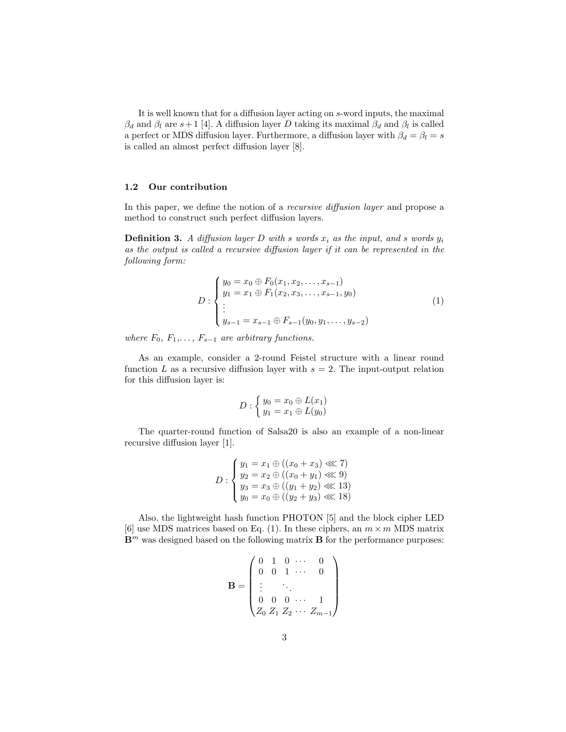It is well known that for a diffusion layer acting on $s$-word inputs, the maximal $\beta_d$ and $\beta_l$ are $s+1$ [4]. A diffusion layer $D$ taking its maximal $\beta_d$ and $\beta_l$ is called a perfect or MDS diffusion layer. Furthermore, a diffusion layer with $\beta_d = \beta_l = s$ is called an almost perfect diffusion layer [8].

### 1.2 Our contribution

In this paper, we define the notion of a *recursive diffusion layer* and propose a method to construct such perfect diffusion layers.

**Definition 3.** *A diffusion layer $D$ with $s$ words $x_i$ as the input, and $s$ words $y_i$ as the output is called a recursive diffusion layer if it can be represented in the following form:*

$$D : \begin{cases} y_0 = x_0 \oplus F_0(x_1, x_2, \ldots, x_{s-1}) \\ y_1 = x_1 \oplus F_1(x_2, x_3, \ldots, x_{s-1}, y_0) \\ \vdots \\ y_{s-1} = x_{s-1} \oplus F_{s-1}(y_0, y_1, \ldots, y_{s-2}) \end{cases} \tag{1}$$

*where $F_0$, $F_1$,..., $F_{s-1}$ are arbitrary functions.*

As an example, consider a 2-round Feistel structure with a linear round function $L$ as a recursive diffusion layer with $s = 2$. The input-output relation for this diffusion layer is:

$$D : \begin{cases} y_0 = x_0 \oplus L(x_1) \\ y_1 = x_1 \oplus L(y_0) \end{cases}$$

The quarter-round function of Salsa20 is also an example of a non-linear recursive diffusion layer [1].

$$D : \begin{cases} y_1 = x_1 \oplus ((x_0 + x_3) \lll 7) \\ y_2 = x_2 \oplus ((x_0 + y_1) \lll 9) \\ y_3 = x_3 \oplus ((y_1 + y_2) \lll 13) \\ y_0 = x_0 \oplus ((y_2 + y_3) \lll 18) \end{cases}$$

Also, the lightweight hash function PHOTON [5] and the block cipher LED [6] use MDS matrices based on Eq. (1). In these ciphers, an $m \times m$ MDS matrix $\mathbf{B}^m$ was designed based on the following matrix $\mathbf{B}$ for the performance purposes:

$$\mathbf{B} = \begin{pmatrix} 0 & 1 & 0 & \cdots & 0 \\ 0 & 0 & 1 & \cdots & 0 \\ \vdots & & \ddots & & \\ 0 & 0 & 0 & \cdots & 1 \\ Z_0 & Z_1 & Z_2 & \cdots & Z_{m-1} \end{pmatrix}$$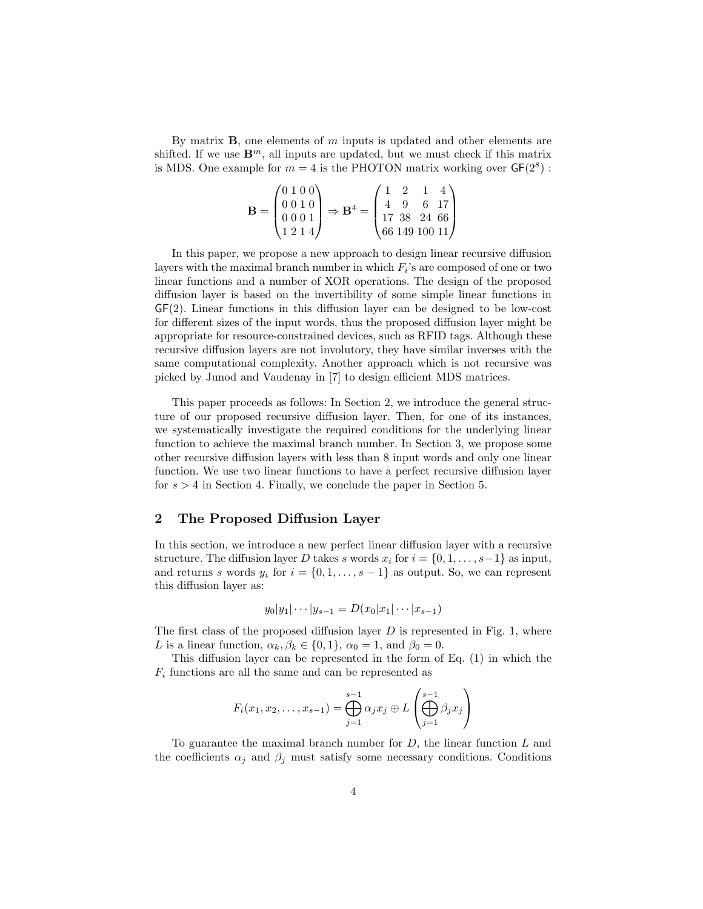By matrix $\mathbf{B}$, one elements of $m$ inputs is updated and other elements are shifted. If we use $\mathbf{B}^m$, all inputs are updated, but we must check if this matrix is MDS. One example for $m = 4$ is the PHOTON matrix working over $\mathsf{GF}(2^8)$ :

$$\mathbf{B} = \begin{pmatrix} 0\,1\,0\,0 \\ 0\,0\,1\,0 \\ 0\,0\,0\,1 \\ 1\,2\,1\,4 \end{pmatrix} \Rightarrow \mathbf{B}^4 = \begin{pmatrix} 1 & 2 & 1 & 4 \\ 4 & 9 & 6 & 17 \\ 17 & 38 & 24 & 66 \\ 66 & 149 & 100 & 11 \end{pmatrix}$$

In this paper, we propose a new approach to design linear recursive diffusion layers with the maximal branch number in which $F_i$'s are composed of one or two linear functions and a number of XOR operations. The design of the proposed diffusion layer is based on the invertibility of some simple linear functions in $\mathsf{GF}(2)$. Linear functions in this diffusion layer can be designed to be low-cost for different sizes of the input words, thus the proposed diffusion layer might be appropriate for resource-constrained devices, such as RFID tags. Although these recursive diffusion layers are not involutory, they have similar inverses with the same computational complexity. Another approach which is not recursive was picked by Junod and Vaudenay in [7] to design efficient MDS matrices.

This paper proceeds as follows: In Section 2, we introduce the general structure of our proposed recursive diffusion layer. Then, for one of its instances, we systematically investigate the required conditions for the underlying linear function to achieve the maximal branch number. In Section 3, we propose some other recursive diffusion layers with less than 8 input words and only one linear function. We use two linear functions to have a perfect recursive diffusion layer for $s > 4$ in Section 4. Finally, we conclude the paper in Section 5.

## 2 The Proposed Diffusion Layer

In this section, we introduce a new perfect linear diffusion layer with a recursive structure. The diffusion layer $D$ takes $s$ words $x_i$ for $i = \{0, 1, \ldots, s-1\}$ as input, and returns $s$ words $y_i$ for $i = \{0, 1, \ldots, s-1\}$ as output. So, we can represent this diffusion layer as:

$$y_0|y_1|\cdots|y_{s-1} = D(x_0|x_1|\cdots|x_{s-1})$$

The first class of the proposed diffusion layer $D$ is represented in Fig. 1, where $L$ is a linear function, $\alpha_k, \beta_k \in \{0, 1\}$, $\alpha_0 = 1$, and $\beta_0 = 0$.

This diffusion layer can be represented in the form of Eq. (1) in which the $F_i$ functions are all the same and can be represented as

$$F_i(x_1, x_2, \ldots, x_{s-1}) = \bigoplus_{j=1}^{s-1} \alpha_j x_j \oplus L\left(\bigoplus_{j=1}^{s-1} \beta_j x_j\right)$$

To guarantee the maximal branch number for $D$, the linear function $L$ and the coefficients $\alpha_j$ and $\beta_j$ must satisfy some necessary conditions. Conditions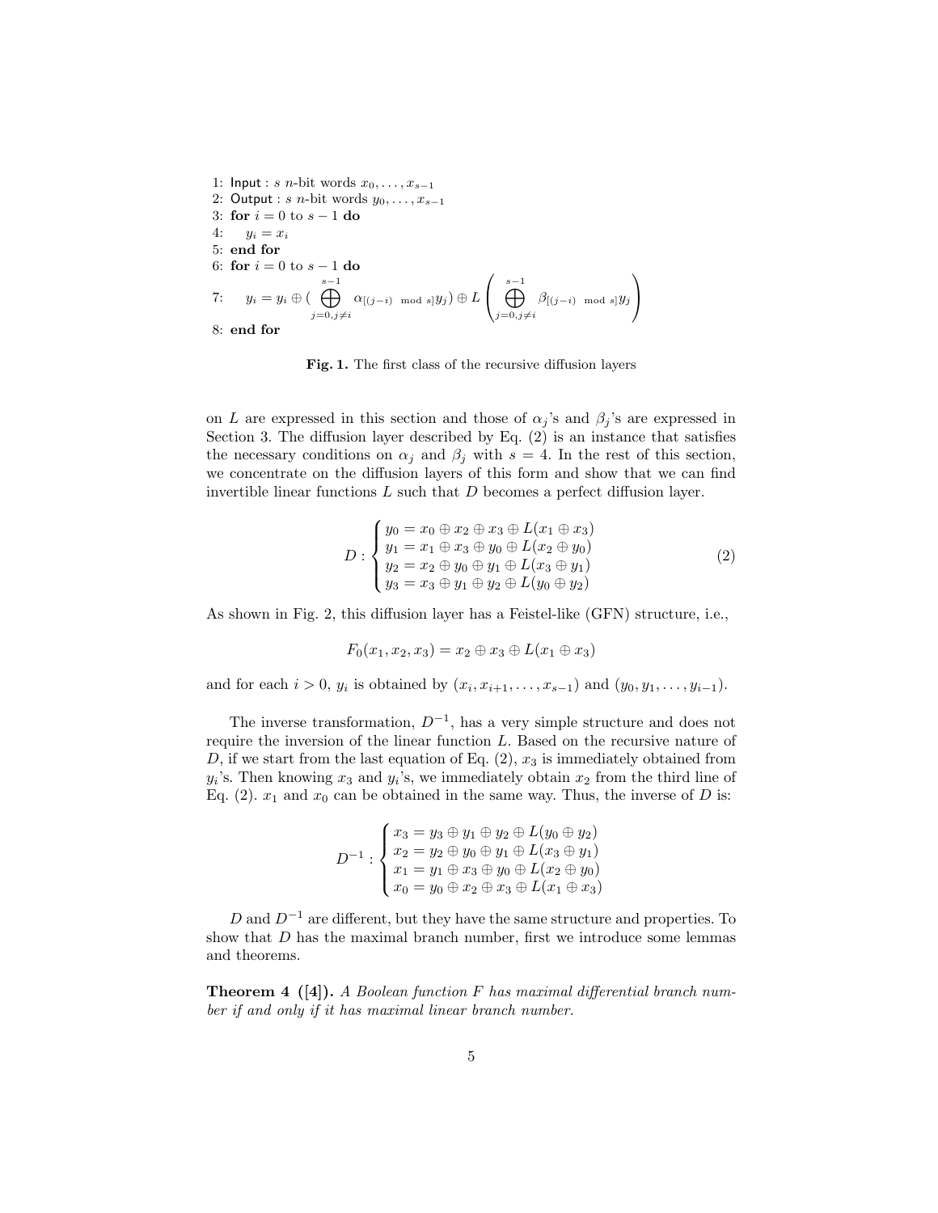```
1: Input : s n-bit words x_0, ..., x_{s-1}
2: Output : s n-bit words y_0, ..., x_{s-1}
3: for i = 0 to s - 1 do
4:     y_i = x_i
5: end for
6: for i = 0 to s - 1 do
7:     y_i = y_i ⊕ (⊕_{j=0,j≠i}^{s-1} α_{[(j-i) mod s]} y_j) ⊕ L(⊕_{j=0,j≠i}^{s-1} β_{[(j-i) mod s]} y_j)
8: end for
```

$$y_i = y_i \oplus \Big(\bigoplus_{j=0, j\neq i}^{s-1} \alpha_{[(j-i) \mod s]} y_j\Big) \oplus L\left(\bigoplus_{j=0, j\neq i}^{s-1} \beta_{[(j-i) \mod s]} y_j\right)$$

**Fig. 1.** The first class of the recursive diffusion layers

on $L$ are expressed in this section and those of $\alpha_j$'s and $\beta_j$'s are expressed in Section 3. The diffusion layer described by Eq. (2) is an instance that satisfies the necessary conditions on $\alpha_j$ and $\beta_j$ with $s = 4$. In the rest of this section, we concentrate on the diffusion layers of this form and show that we can find invertible linear functions $L$ such that $D$ becomes a perfect diffusion layer.

$$D : \begin{cases} y_0 = x_0 \oplus x_2 \oplus x_3 \oplus L(x_1 \oplus x_3) \\ y_1 = x_1 \oplus x_3 \oplus y_0 \oplus L(x_2 \oplus y_0) \\ y_2 = x_2 \oplus y_0 \oplus y_1 \oplus L(x_3 \oplus y_1) \\ y_3 = x_3 \oplus y_1 \oplus y_2 \oplus L(y_0 \oplus y_2) \end{cases} \tag{2}$$

As shown in Fig. 2, this diffusion layer has a Feistel-like (GFN) structure, i.e.,

$$F_0(x_1, x_2, x_3) = x_2 \oplus x_3 \oplus L(x_1 \oplus x_3)$$

and for each $i > 0$, $y_i$ is obtained by $(x_i, x_{i+1}, \ldots, x_{s-1})$ and $(y_0, y_1, \ldots, y_{i-1})$.

The inverse transformation, $D^{-1}$, has a very simple structure and does not require the inversion of the linear function $L$. Based on the recursive nature of $D$, if we start from the last equation of Eq. (2), $x_3$ is immediately obtained from $y_i$'s. Then knowing $x_3$ and $y_i$'s, we immediately obtain $x_2$ from the third line of Eq. (2). $x_1$ and $x_0$ can be obtained in the same way. Thus, the inverse of $D$ is:

$$D^{-1} : \begin{cases} x_3 = y_3 \oplus y_1 \oplus y_2 \oplus L(y_0 \oplus y_2) \\ x_2 = y_2 \oplus y_0 \oplus y_1 \oplus L(x_3 \oplus y_1) \\ x_1 = y_1 \oplus x_3 \oplus y_0 \oplus L(x_2 \oplus y_0) \\ x_0 = y_0 \oplus x_2 \oplus x_3 \oplus L(x_1 \oplus x_3) \end{cases}$$

$D$ and $D^{-1}$ are different, but they have the same structure and properties. To show that $D$ has the maximal branch number, first we introduce some lemmas and theorems.

**Theorem 4 ([4]).** *A Boolean function $F$ has maximal differential branch number if and only if it has maximal linear branch number.*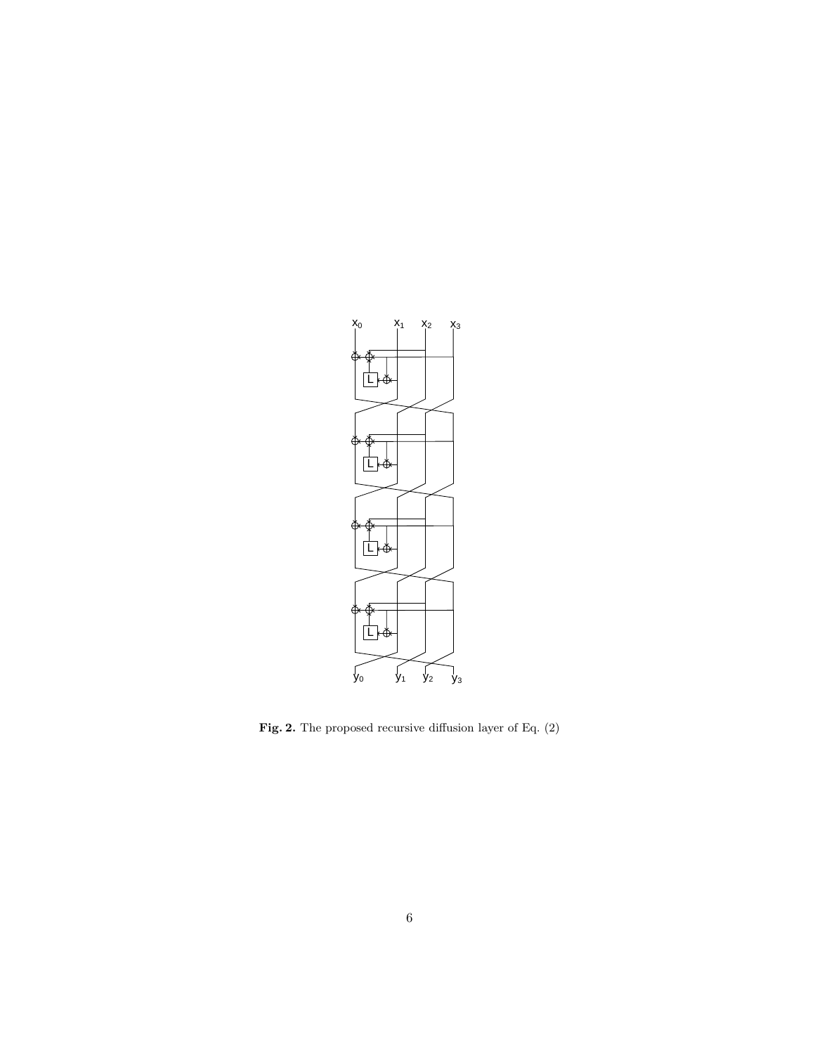**Fig. 2.** The proposed recursive diffusion layer of Eq. (2)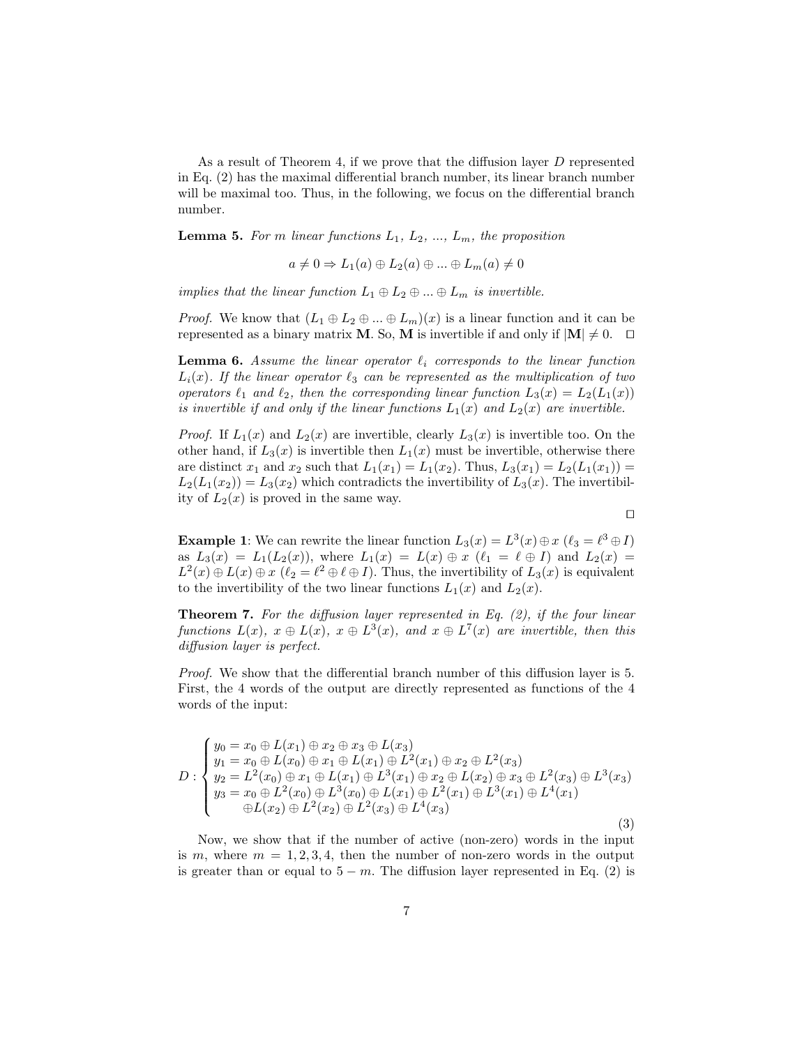As a result of Theorem 4, if we prove that the diffusion layer $D$ represented in Eq. (2) has the maximal differential branch number, its linear branch number will be maximal too. Thus, in the following, we focus on the differential branch number.

**Lemma 5.** *For $m$ linear functions $L_1$, $L_2$, ..., $L_m$, the proposition*

$$a \neq 0 \Rightarrow L_1(a) \oplus L_2(a) \oplus ... \oplus L_m(a) \neq 0$$

*implies that the linear function $L_1 \oplus L_2 \oplus ... \oplus L_m$ is invertible.*

*Proof.* We know that $(L_1 \oplus L_2 \oplus ... \oplus L_m)(x)$ is a linear function and it can be represented as a binary matrix $\mathbf{M}$. So, $\mathbf{M}$ is invertible if and only if $|\mathbf{M}| \neq 0$. $\square$

**Lemma 6.** *Assume the linear operator $\ell_i$ corresponds to the linear function $L_i(x)$. If the linear operator $\ell_3$ can be represented as the multiplication of two operators $\ell_1$ and $\ell_2$, then the corresponding linear function $L_3(x) = L_2(L_1(x))$ is invertible if and only if the linear functions $L_1(x)$ and $L_2(x)$ are invertible.*

*Proof.* If $L_1(x)$ and $L_2(x)$ are invertible, clearly $L_3(x)$ is invertible too. On the other hand, if $L_3(x)$ is invertible then $L_1(x)$ must be invertible, otherwise there are distinct $x_1$ and $x_2$ such that $L_1(x_1) = L_1(x_2)$. Thus, $L_3(x_1) = L_2(L_1(x_1)) = L_2(L_1(x_2)) = L_3(x_2)$ which contradicts the invertibility of $L_3(x)$. The invertibility of $L_2(x)$ is proved in the same way. $\square$

**Example 1**: We can rewrite the linear function $L_3(x) = L^3(x) \oplus x$ ($\ell_3 = \ell^3 \oplus I$) as $L_3(x) = L_1(L_2(x))$, where $L_1(x) = L(x) \oplus x$ ($\ell_1 = \ell \oplus I$) and $L_2(x) = L^2(x) \oplus L(x) \oplus x$ ($\ell_2 = \ell^2 \oplus \ell \oplus I$). Thus, the invertibility of $L_3(x)$ is equivalent to the invertibility of the two linear functions $L_1(x)$ and $L_2(x)$.

**Theorem 7.** *For the diffusion layer represented in Eq. (2), if the four linear functions $L(x)$, $x \oplus L(x)$, $x \oplus L^3(x)$, and $x \oplus L^7(x)$ are invertible, then this diffusion layer is perfect.*

*Proof.* We show that the differential branch number of this diffusion layer is 5. First, the 4 words of the output are directly represented as functions of the 4 words of the input:

$$D : \begin{cases} y_0 = x_0 \oplus L(x_1) \oplus x_2 \oplus x_3 \oplus L(x_3) \\ y_1 = x_0 \oplus L(x_0) \oplus x_1 \oplus L(x_1) \oplus L^2(x_1) \oplus x_2 \oplus L^2(x_3) \\ y_2 = L^2(x_0) \oplus x_1 \oplus L(x_1) \oplus L^3(x_1) \oplus x_2 \oplus L(x_2) \oplus x_3 \oplus L^2(x_3) \oplus L^3(x_3) \\ y_3 = x_0 \oplus L^2(x_0) \oplus L^3(x_0) \oplus L(x_1) \oplus L^2(x_1) \oplus L^3(x_1) \oplus L^4(x_1) \\ \quad\quad \oplus L(x_2) \oplus L^2(x_2) \oplus L^2(x_3) \oplus L^4(x_3) \end{cases} \tag{3}$$

Now, we show that if the number of active (non-zero) words in the input is $m$, where $m = 1, 2, 3, 4$, then the number of non-zero words in the output is greater than or equal to $5 - m$. The diffusion layer represented in Eq. (2) is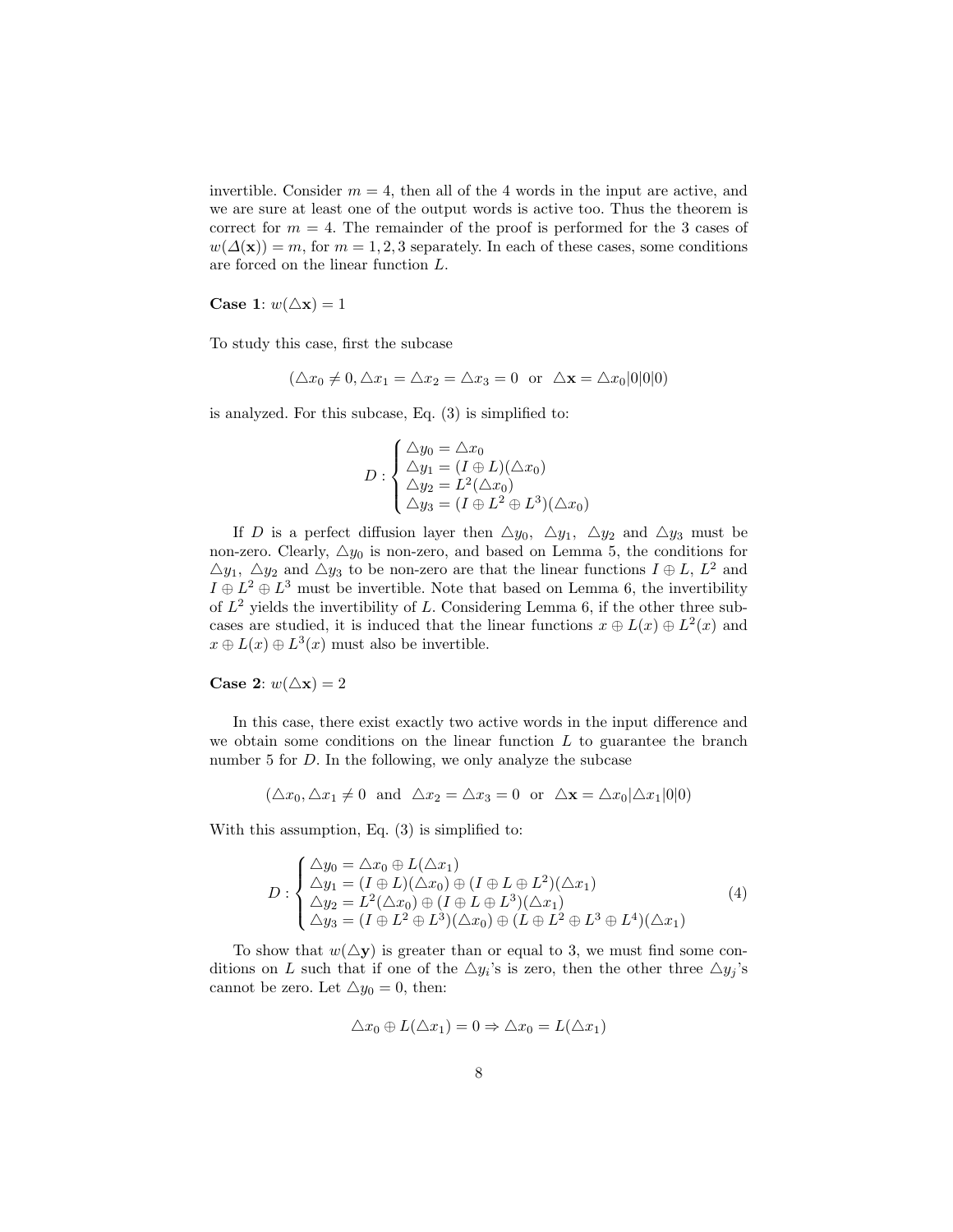invertible. Consider $m = 4$, then all of the 4 words in the input are active, and we are sure at least one of the output words is active too. Thus the theorem is correct for $m = 4$. The remainder of the proof is performed for the 3 cases of $w(\varDelta(\mathbf{x})) = m$, for $m = 1, 2, 3$ separately. In each of these cases, some conditions are forced on the linear function $L$.

**Case 1**: $w(\triangle\mathbf{x}) = 1$

To study this case, first the subcase

$$(\triangle x_0 \neq 0, \triangle x_1 = \triangle x_2 = \triangle x_3 = 0 \;\text{ or }\; \triangle\mathbf{x} = \triangle x_0|0|0|0)$$

is analyzed. For this subcase, Eq. (3) is simplified to:

$$D : \begin{cases} \triangle y_0 = \triangle x_0 \\ \triangle y_1 = (I \oplus L)(\triangle x_0) \\ \triangle y_2 = L^2(\triangle x_0) \\ \triangle y_3 = (I \oplus L^2 \oplus L^3)(\triangle x_0) \end{cases}$$

If $D$ is a perfect diffusion layer then $\triangle y_0$, $\triangle y_1$, $\triangle y_2$ and $\triangle y_3$ must be non-zero. Clearly, $\triangle y_0$ is non-zero, and based on Lemma 5, the conditions for $\triangle y_1$, $\triangle y_2$ and $\triangle y_3$ to be non-zero are that the linear functions $I \oplus L$, $L^2$ and $I \oplus L^2 \oplus L^3$ must be invertible. Note that based on Lemma 6, the invertibility of $L^2$ yields the invertibility of $L$. Considering Lemma 6, if the other three subcases are studied, it is induced that the linear functions $x \oplus L(x) \oplus L^2(x)$ and $x \oplus L(x) \oplus L^3(x)$ must also be invertible.

**Case 2**: $w(\triangle\mathbf{x}) = 2$

In this case, there exist exactly two active words in the input difference and we obtain some conditions on the linear function $L$ to guarantee the branch number 5 for $D$. In the following, we only analyze the subcase

$$(\triangle x_0, \triangle x_1 \neq 0 \;\text{ and }\; \triangle x_2 = \triangle x_3 = 0 \;\text{ or }\; \triangle\mathbf{x} = \triangle x_0|\triangle x_1|0|0)$$

With this assumption, Eq. (3) is simplified to:

$$D : \begin{cases} \triangle y_0 = \triangle x_0 \oplus L(\triangle x_1) \\ \triangle y_1 = (I \oplus L)(\triangle x_0) \oplus (I \oplus L \oplus L^2)(\triangle x_1) \\ \triangle y_2 = L^2(\triangle x_0) \oplus (I \oplus L \oplus L^3)(\triangle x_1) \\ \triangle y_3 = (I \oplus L^2 \oplus L^3)(\triangle x_0) \oplus (L \oplus L^2 \oplus L^3 \oplus L^4)(\triangle x_1) \end{cases} \tag{4}$$

To show that $w(\triangle\mathbf{y})$ is greater than or equal to 3, we must find some conditions on $L$ such that if one of the $\triangle y_i$'s is zero, then the other three $\triangle y_j$'s cannot be zero. Let $\triangle y_0 = 0$, then:

$$\triangle x_0 \oplus L(\triangle x_1) = 0 \Rightarrow \triangle x_0 = L(\triangle x_1)$$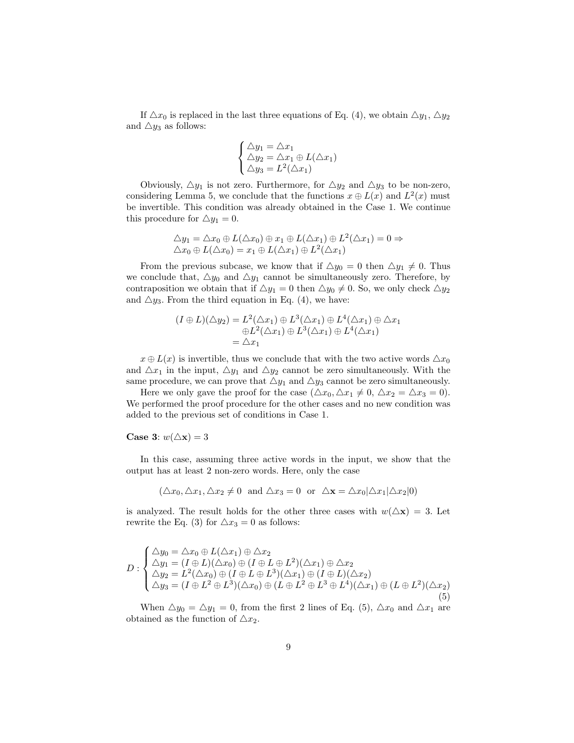If $\triangle x_0$ is replaced in the last three equations of Eq. (4), we obtain $\triangle y_1$, $\triangle y_2$ and $\triangle y_3$ as follows:

$$\begin{cases} \triangle y_1 = \triangle x_1 \\ \triangle y_2 = \triangle x_1 \oplus L(\triangle x_1) \\ \triangle y_3 = L^2(\triangle x_1) \end{cases}$$

Obviously, $\triangle y_1$ is not zero. Furthermore, for $\triangle y_2$ and $\triangle y_3$ to be non-zero, considering Lemma 5, we conclude that the functions $x \oplus L(x)$ and $L^2(x)$ must be invertible. This condition was already obtained in the Case 1. We continue this procedure for $\triangle y_1 = 0$.

$$\begin{aligned} &\triangle y_1 = \triangle x_0 \oplus L(\triangle x_0) \oplus x_1 \oplus L(\triangle x_1) \oplus L^2(\triangle x_1) = 0 \Rightarrow \\ &\triangle x_0 \oplus L(\triangle x_0) = x_1 \oplus L(\triangle x_1) \oplus L^2(\triangle x_1) \end{aligned}$$

From the previous subcase, we know that if $\triangle y_0 = 0$ then $\triangle y_1 \neq 0$. Thus we conclude that, $\triangle y_0$ and $\triangle y_1$ cannot be simultaneously zero. Therefore, by contraposition we obtain that if $\triangle y_1 = 0$ then $\triangle y_0 \neq 0$. So, we only check $\triangle y_2$ and $\triangle y_3$. From the third equation in Eq. (4), we have:

$$\begin{aligned} (I \oplus L)(\triangle y_2) &= L^2(\triangle x_1) \oplus L^3(\triangle x_1) \oplus L^4(\triangle x_1) \oplus \triangle x_1 \\ &\quad \oplus L^2(\triangle x_1) \oplus L^3(\triangle x_1) \oplus L^4(\triangle x_1) \\ &= \triangle x_1 \end{aligned}$$

$x \oplus L(x)$ is invertible, thus we conclude that with the two active words $\triangle x_0$ and $\triangle x_1$ in the input, $\triangle y_1$ and $\triangle y_2$ cannot be zero simultaneously. With the same procedure, we can prove that $\triangle y_1$ and $\triangle y_3$ cannot be zero simultaneously.

Here we only gave the proof for the case ($\triangle x_0, \triangle x_1 \neq 0$, $\triangle x_2 = \triangle x_3 = 0$). We performed the proof procedure for the other cases and no new condition was added to the previous set of conditions in Case 1.

**Case 3**: $w(\triangle \mathbf{x}) = 3$

In this case, assuming three active words in the input, we show that the output has at least 2 non-zero words. Here, only the case

$$(\triangle x_0, \triangle x_1, \triangle x_2 \neq 0 \text{ and } \triangle x_3 = 0 \text{ or } \triangle \mathbf{x} = \triangle x_0 | \triangle x_1 | \triangle x_2 | 0)$$

is analyzed. The result holds for the other three cases with $w(\triangle \mathbf{x}) = 3$. Let rewrite the Eq. (3) for $\triangle x_3 = 0$ as follows:

$$D : \begin{cases} \triangle y_0 = \triangle x_0 \oplus L(\triangle x_1) \oplus \triangle x_2 \\ \triangle y_1 = (I \oplus L)(\triangle x_0) \oplus (I \oplus L \oplus L^2)(\triangle x_1) \oplus \triangle x_2 \\ \triangle y_2 = L^2(\triangle x_0) \oplus (I \oplus L \oplus L^3)(\triangle x_1) \oplus (I \oplus L)(\triangle x_2) \\ \triangle y_3 = (I \oplus L^2 \oplus L^3)(\triangle x_0) \oplus (L \oplus L^2 \oplus L^3 \oplus L^4)(\triangle x_1) \oplus (L \oplus L^2)(\triangle x_2) \end{cases} \quad (5)$$

When $\triangle y_0 = \triangle y_1 = 0$, from the first 2 lines of Eq. (5), $\triangle x_0$ and $\triangle x_1$ are obtained as the function of $\triangle x_2$.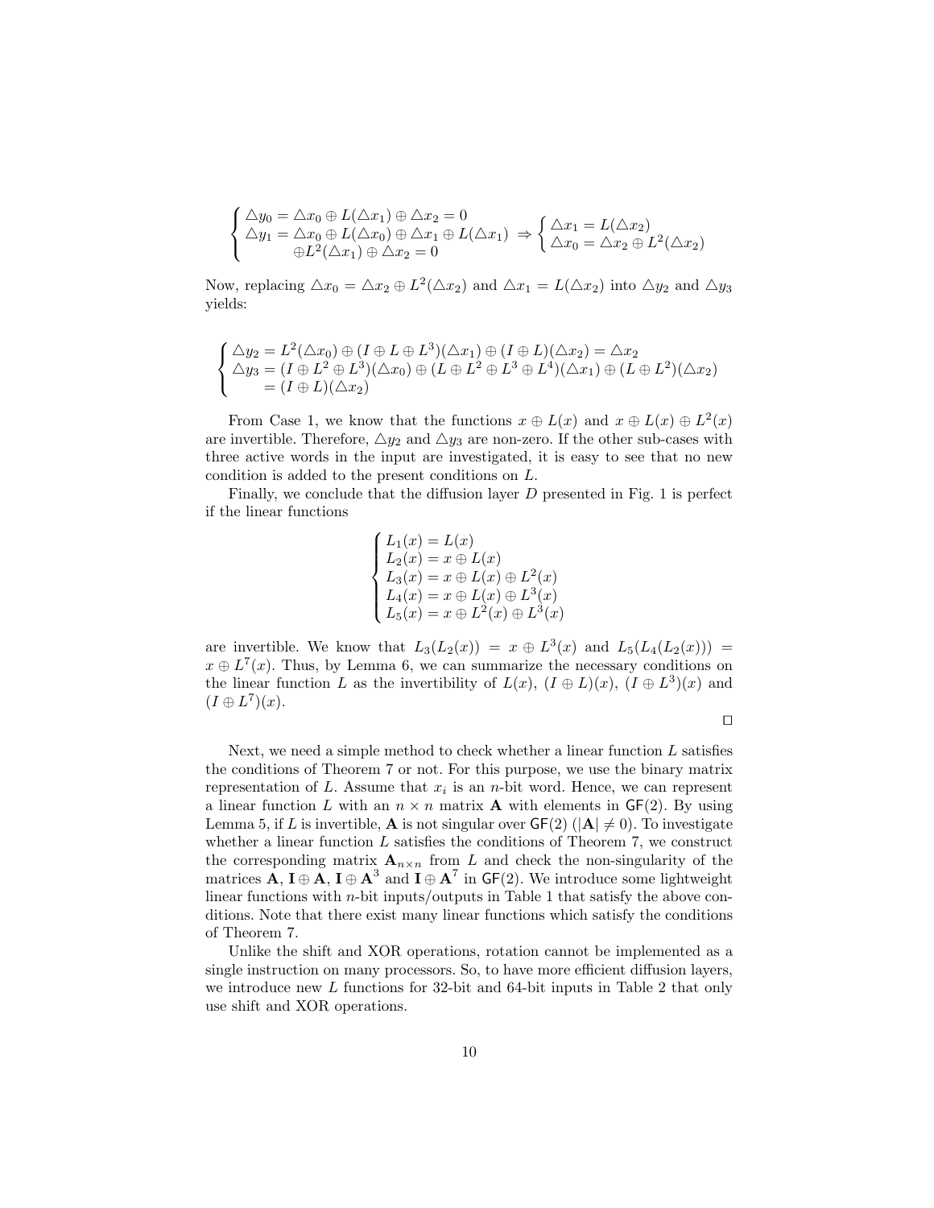$$\left\{\begin{array}{l}\triangle y_0 = \triangle x_0 \oplus L(\triangle x_1) \oplus \triangle x_2 = 0 \\ \triangle y_1 = \triangle x_0 \oplus L(\triangle x_0) \oplus \triangle x_1 \oplus L(\triangle x_1) \\ \qquad \oplus L^2(\triangle x_1) \oplus \triangle x_2 = 0\end{array}\right. \Rightarrow \left\{\begin{array}{l}\triangle x_1 = L(\triangle x_2) \\ \triangle x_0 = \triangle x_2 \oplus L^2(\triangle x_2)\end{array}\right.$$

Now, replacing $\triangle x_0 = \triangle x_2 \oplus L^2(\triangle x_2)$ and $\triangle x_1 = L(\triangle x_2)$ into $\triangle y_2$ and $\triangle y_3$ yields:

$$\left\{\begin{array}{l}\triangle y_2 = L^2(\triangle x_0) \oplus (I \oplus L \oplus L^3)(\triangle x_1) \oplus (I \oplus L)(\triangle x_2) = \triangle x_2 \\ \triangle y_3 = (I \oplus L^2 \oplus L^3)(\triangle x_0) \oplus (L \oplus L^2 \oplus L^3 \oplus L^4)(\triangle x_1) \oplus (L \oplus L^2)(\triangle x_2) \\ \qquad = (I \oplus L)(\triangle x_2)\end{array}\right.$$

From Case 1, we know that the functions $x \oplus L(x)$ and $x \oplus L(x) \oplus L^2(x)$ are invertible. Therefore, $\triangle y_2$ and $\triangle y_3$ are non-zero. If the other sub-cases with three active words in the input are investigated, it is easy to see that no new condition is added to the present conditions on $L$.

Finally, we conclude that the diffusion layer $D$ presented in Fig. 1 is perfect if the linear functions

$$\left\{\begin{array}{l}L_1(x) = L(x) \\ L_2(x) = x \oplus L(x) \\ L_3(x) = x \oplus L(x) \oplus L^2(x) \\ L_4(x) = x \oplus L(x) \oplus L^3(x) \\ L_5(x) = x \oplus L^2(x) \oplus L^3(x)\end{array}\right.$$

are invertible. We know that $L_3(L_2(x)) = x \oplus L^3(x)$ and $L_5(L_4(L_2(x))) = x \oplus L^7(x)$. Thus, by Lemma 6, we can summarize the necessary conditions on the linear function $L$ as the invertibility of $L(x)$, $(I \oplus L)(x)$, $(I \oplus L^3)(x)$ and $(I \oplus L^7)(x)$.

□

Next, we need a simple method to check whether a linear function $L$ satisfies the conditions of Theorem 7 or not. For this purpose, we use the binary matrix representation of $L$. Assume that $x_i$ is an $n$-bit word. Hence, we can represent a linear function $L$ with an $n \times n$ matrix $\mathbf{A}$ with elements in $\mathsf{GF}(2)$. By using Lemma 5, if $L$ is invertible, $\mathbf{A}$ is not singular over $\mathsf{GF}(2)$ ($|\mathbf{A}| \neq 0$). To investigate whether a linear function $L$ satisfies the conditions of Theorem 7, we construct the corresponding matrix $\mathbf{A}_{n \times n}$ from $L$ and check the non-singularity of the matrices $\mathbf{A}$, $\mathbf{I} \oplus \mathbf{A}$, $\mathbf{I} \oplus \mathbf{A}^3$ and $\mathbf{I} \oplus \mathbf{A}^7$ in $\mathsf{GF}(2)$. We introduce some lightweight linear functions with $n$-bit inputs/outputs in Table 1 that satisfy the above conditions. Note that there exist many linear functions which satisfy the conditions of Theorem 7.

Unlike the shift and XOR operations, rotation cannot be implemented as a single instruction on many processors. So, to have more efficient diffusion layers, we introduce new $L$ functions for 32-bit and 64-bit inputs in Table 2 that only use shift and XOR operations.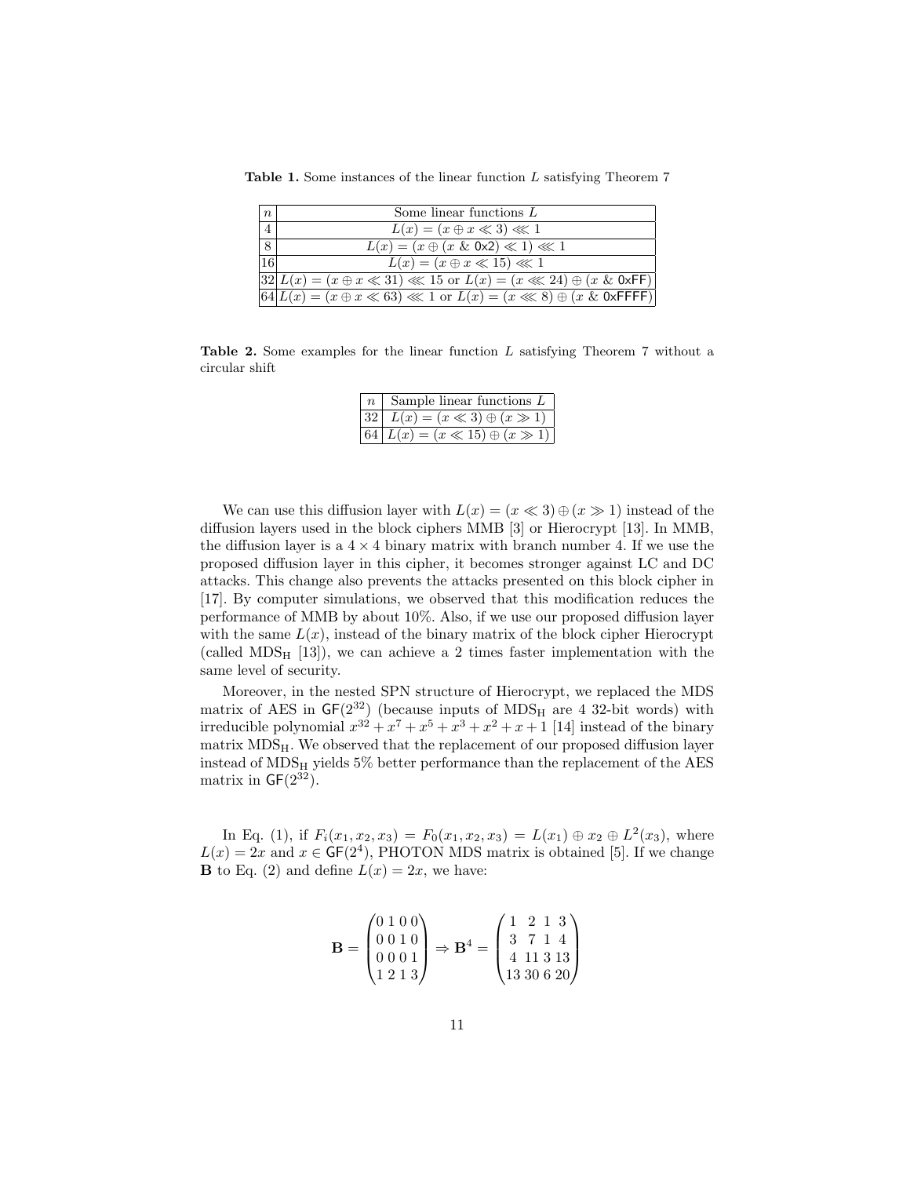**Table 1.** Some instances of the linear function $L$ satisfying Theorem 7

| $n$ | Some linear functions $L$ |
|---|---|
| 4 | $L(x) = (x \oplus x \ll 3) \lll 1$ |
| 8 | $L(x) = (x \oplus (x \,\&\, \mathsf{0x2}) \ll 1) \lll 1$ |
| 16 | $L(x) = (x \oplus x \ll 15) \lll 1$ |
| 32 | $L(x) = (x \oplus x \ll 31) \lll 15$ or $L(x) = (x \lll 24) \oplus (x \,\&\, \mathsf{0xFF})$ |
| 64 | $L(x) = (x \oplus x \ll 63) \lll 1$ or $L(x) = (x \lll 8) \oplus (x \,\&\, \mathsf{0xFFFF})$ |

**Table 2.** Some examples for the linear function $L$ satisfying Theorem 7 without a circular shift

| $n$ | Sample linear functions $L$ |
|---|---|
| 32 | $L(x) = (x \ll 3) \oplus (x \gg 1)$ |
| 64 | $L(x) = (x \ll 15) \oplus (x \gg 1)$ |

We can use this diffusion layer with $L(x) = (x \ll 3) \oplus (x \gg 1)$ instead of the diffusion layers used in the block ciphers MMB [3] or Hierocrypt [13]. In MMB, the diffusion layer is a $4 \times 4$ binary matrix with branch number 4. If we use the proposed diffusion layer in this cipher, it becomes stronger against LC and DC attacks. This change also prevents the attacks presented on this block cipher in [17]. By computer simulations, we observed that this modification reduces the performance of MMB by about 10%. Also, if we use our proposed diffusion layer with the same $L(x)$, instead of the binary matrix of the block cipher Hierocrypt (called $\mathrm{MDS_H}$ [13]), we can achieve a 2 times faster implementation with the same level of security.

Moreover, in the nested SPN structure of Hierocrypt, we replaced the MDS matrix of AES in $\mathsf{GF}(2^{32})$ (because inputs of $\mathrm{MDS_H}$ are 4 32-bit words) with irreducible polynomial $x^{32} + x^7 + x^5 + x^3 + x^2 + x + 1$ [14] instead of the binary matrix $\mathrm{MDS_H}$. We observed that the replacement of our proposed diffusion layer instead of $\mathrm{MDS_H}$ yields 5% better performance than the replacement of the AES matrix in $\mathsf{GF}(2^{32})$.

In Eq. (1), if $F_i(x_1, x_2, x_3) = F_0(x_1, x_2, x_3) = L(x_1) \oplus x_2 \oplus L^2(x_3)$, where $L(x) = 2x$ and $x \in \mathsf{GF}(2^4)$, PHOTON MDS matrix is obtained [5]. If we change $\mathbf{B}$ to Eq. (2) and define $L(x) = 2x$, we have:

$$\mathbf{B} = \begin{pmatrix} 0 & 1 & 0 & 0 \\ 0 & 0 & 1 & 0 \\ 0 & 0 & 0 & 1 \\ 1 & 2 & 1 & 3 \end{pmatrix} \Rightarrow \mathbf{B}^4 = \begin{pmatrix} 1 & 2 & 1 & 3 \\ 3 & 7 & 1 & 4 \\ 4 & 11 & 3 & 13 \\ 13 & 30 & 6 & 20 \end{pmatrix}$$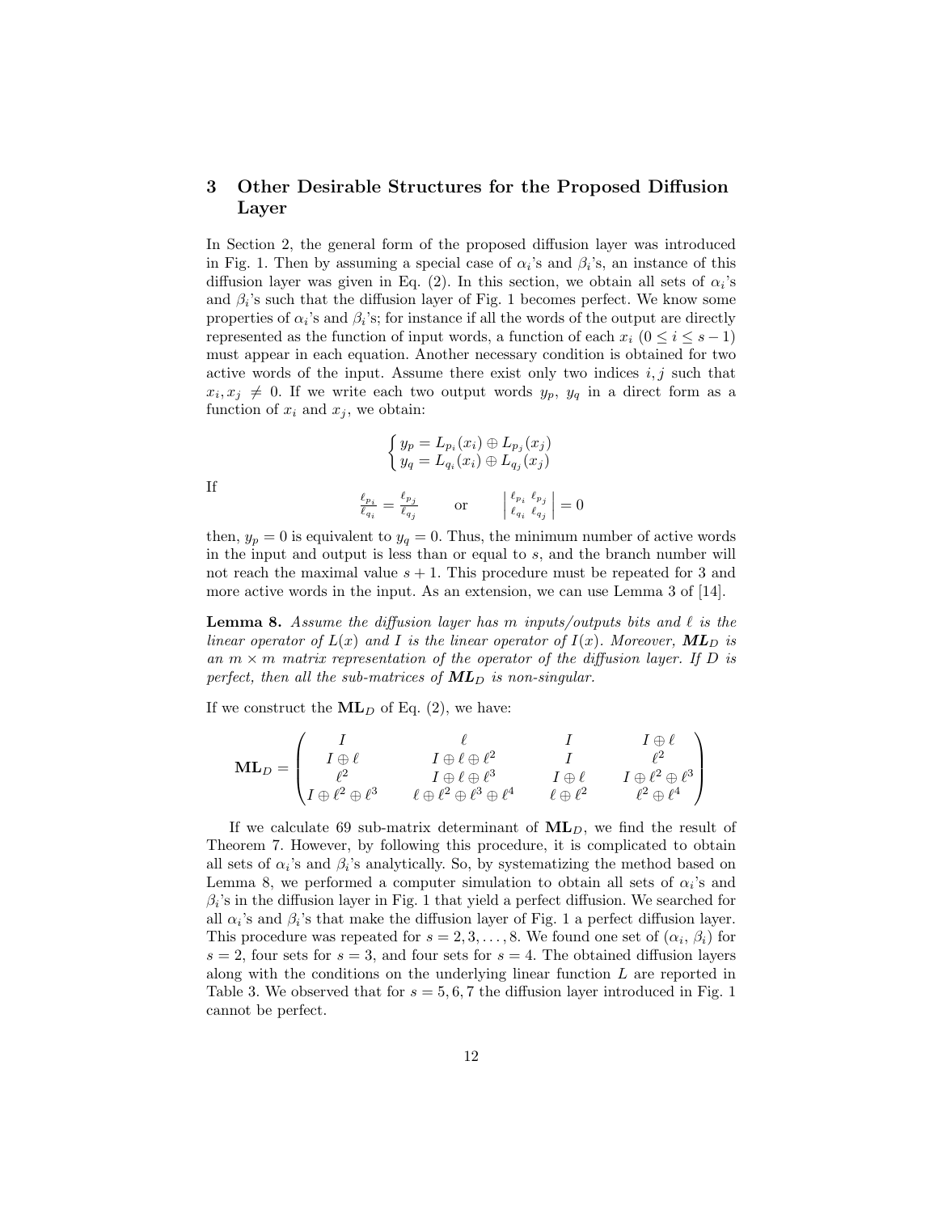## 3 Other Desirable Structures for the Proposed Diffusion Layer

In Section 2, the general form of the proposed diffusion layer was introduced in Fig. 1. Then by assuming a special case of $\alpha_i$'s and $\beta_i$'s, an instance of this diffusion layer was given in Eq. (2). In this section, we obtain all sets of $\alpha_i$'s and $\beta_i$'s such that the diffusion layer of Fig. 1 becomes perfect. We know some properties of $\alpha_i$'s and $\beta_i$'s; for instance if all the words of the output are directly represented as the function of input words, a function of each $x_i$ ($0 \leq i \leq s-1$) must appear in each equation. Another necessary condition is obtained for two active words of the input. Assume there exist only two indices $i, j$ such that $x_i, x_j \neq 0$. If we write each two output words $y_p$, $y_q$ in a direct form as a function of $x_i$ and $x_j$, we obtain:

$$\begin{cases} y_p = L_{p_i}(x_i) \oplus L_{p_j}(x_j) \\ y_q = L_{q_i}(x_i) \oplus L_{q_j}(x_j) \end{cases}$$

If

$$\frac{\ell_{p_i}}{\ell_{q_i}} = \frac{\ell_{p_j}}{\ell_{q_j}} \qquad \text{or} \qquad \begin{vmatrix} \ell_{p_i} & \ell_{p_j} \\ \ell_{q_i} & \ell_{q_j} \end{vmatrix} = 0$$

then, $y_p = 0$ is equivalent to $y_q = 0$. Thus, the minimum number of active words in the input and output is less than or equal to $s$, and the branch number will not reach the maximal value $s+1$. This procedure must be repeated for 3 and more active words in the input. As an extension, we can use Lemma 3 of [14].

**Lemma 8.** *Assume the diffusion layer has $m$ inputs/outputs bits and $\ell$ is the linear operator of $L(x)$ and $I$ is the linear operator of $I(x)$. Moreover, $\boldsymbol{ML}_D$ is an $m \times m$ matrix representation of the operator of the diffusion layer. If $D$ is perfect, then all the sub-matrices of $\boldsymbol{ML}_D$ is non-singular.*

If we construct the $\mathbf{ML}_D$ of Eq. (2), we have:

$$\mathbf{ML}_D = \begin{pmatrix} I & \ell & I & I \oplus \ell \\ I \oplus \ell & I \oplus \ell \oplus \ell^2 & I & \ell^2 \\ \ell^2 & I \oplus \ell \oplus \ell^3 & I \oplus \ell & I \oplus \ell^2 \oplus \ell^3 \\ I \oplus \ell^2 \oplus \ell^3 & \ell \oplus \ell^2 \oplus \ell^3 \oplus \ell^4 & \ell \oplus \ell^2 & \ell^2 \oplus \ell^4 \end{pmatrix}$$

If we calculate 69 sub-matrix determinant of $\mathbf{ML}_D$, we find the result of Theorem 7. However, by following this procedure, it is complicated to obtain all sets of $\alpha_i$'s and $\beta_i$'s analytically. So, by systematizing the method based on Lemma 8, we performed a computer simulation to obtain all sets of $\alpha_i$'s and $\beta_i$'s in the diffusion layer in Fig. 1 that yield a perfect diffusion. We searched for all $\alpha_i$'s and $\beta_i$'s that make the diffusion layer of Fig. 1 a perfect diffusion layer. This procedure was repeated for $s = 2, 3, \ldots, 8$. We found one set of ($\alpha_i$, $\beta_i$) for $s = 2$, four sets for $s = 3$, and four sets for $s = 4$. The obtained diffusion layers along with the conditions on the underlying linear function $L$ are reported in Table 3. We observed that for $s = 5, 6, 7$ the diffusion layer introduced in Fig. 1 cannot be perfect.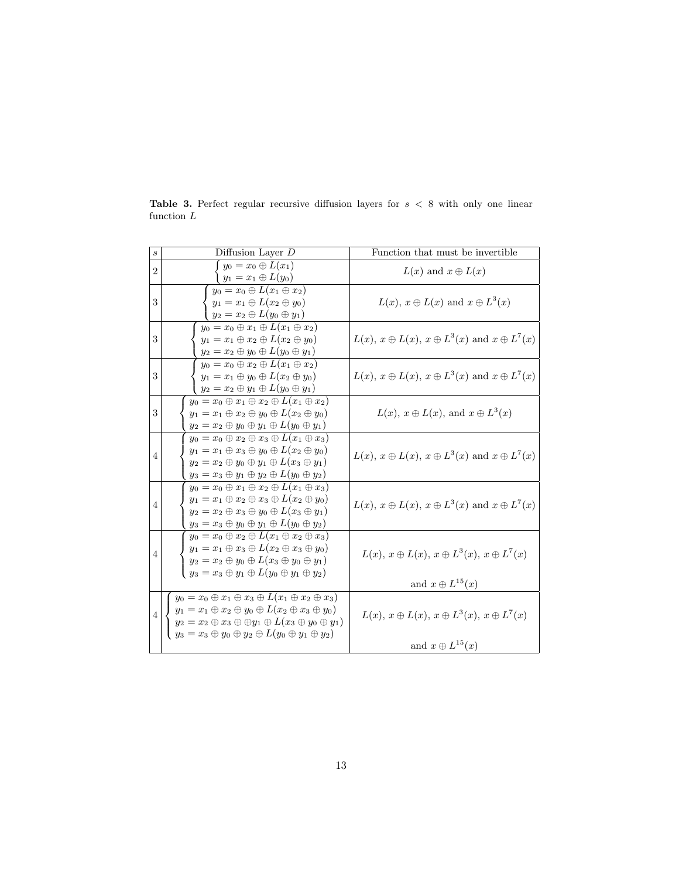**Table 3.** Perfect regular recursive diffusion layers for $s < 8$ with only one linear function $L$

| $s$ | Diffusion Layer $D$ | Function that must be invertible |
|---|---|---|
| 2 | $\begin{cases} y_0 = x_0 \oplus L(x_1) \\ y_1 = x_1 \oplus L(y_0) \end{cases}$ | $L(x)$ and $x \oplus L(x)$ |
| 3 | $\begin{cases} y_0 = x_0 \oplus L(x_1 \oplus x_2) \\ y_1 = x_1 \oplus L(x_2 \oplus y_0) \\ y_2 = x_2 \oplus L(y_0 \oplus y_1) \end{cases}$ | $L(x)$, $x \oplus L(x)$ and $x \oplus L^3(x)$ |
| 3 | $\begin{cases} y_0 = x_0 \oplus x_1 \oplus L(x_1 \oplus x_2) \\ y_1 = x_1 \oplus x_2 \oplus L(x_2 \oplus y_0) \\ y_2 = x_2 \oplus y_0 \oplus L(y_0 \oplus y_1) \end{cases}$ | $L(x)$, $x \oplus L(x)$, $x \oplus L^3(x)$ and $x \oplus L^7(x)$ |
| 3 | $\begin{cases} y_0 = x_0 \oplus x_2 \oplus L(x_1 \oplus x_2) \\ y_1 = x_1 \oplus y_0 \oplus L(x_2 \oplus y_0) \\ y_2 = x_2 \oplus y_1 \oplus L(y_0 \oplus y_1) \end{cases}$ | $L(x)$, $x \oplus L(x)$, $x \oplus L^3(x)$ and $x \oplus L^7(x)$ |
| 3 | $\begin{cases} y_0 = x_0 \oplus x_1 \oplus x_2 \oplus L(x_1 \oplus x_2) \\ y_1 = x_1 \oplus x_2 \oplus y_0 \oplus L(x_2 \oplus y_0) \\ y_2 = x_2 \oplus y_0 \oplus y_1 \oplus L(y_0 \oplus y_1) \end{cases}$ | $L(x)$, $x \oplus L(x)$, and $x \oplus L^3(x)$ |
| 4 | $\begin{cases} y_0 = x_0 \oplus x_2 \oplus x_3 \oplus L(x_1 \oplus x_3) \\ y_1 = x_1 \oplus x_3 \oplus y_0 \oplus L(x_2 \oplus y_0) \\ y_2 = x_2 \oplus y_0 \oplus y_1 \oplus L(x_3 \oplus y_1) \\ y_3 = x_3 \oplus y_1 \oplus y_2 \oplus L(y_0 \oplus y_2) \end{cases}$ | $L(x)$, $x \oplus L(x)$, $x \oplus L^3(x)$ and $x \oplus L^7(x)$ |
| 4 | $\begin{cases} y_0 = x_0 \oplus x_1 \oplus x_2 \oplus L(x_1 \oplus x_3) \\ y_1 = x_1 \oplus x_2 \oplus x_3 \oplus L(x_2 \oplus y_0) \\ y_2 = x_2 \oplus x_3 \oplus y_0 \oplus L(x_3 \oplus y_1) \\ y_3 = x_3 \oplus y_0 \oplus y_1 \oplus L(y_0 \oplus y_2) \end{cases}$ | $L(x)$, $x \oplus L(x)$, $x \oplus L^3(x)$ and $x \oplus L^7(x)$ |
| 4 | $\begin{cases} y_0 = x_0 \oplus x_2 \oplus L(x_1 \oplus x_2 \oplus x_3) \\ y_1 = x_1 \oplus x_3 \oplus L(x_2 \oplus x_3 \oplus y_0) \\ y_2 = x_2 \oplus y_0 \oplus L(x_3 \oplus y_0 \oplus y_1) \\ y_3 = x_3 \oplus y_1 \oplus L(y_0 \oplus y_1 \oplus y_2) \end{cases}$ | $L(x)$, $x \oplus L(x)$, $x \oplus L^3(x)$, $x \oplus L^7(x)$ and $x \oplus L^{15}(x)$ |
| 4 | $\begin{cases} y_0 = x_0 \oplus x_1 \oplus x_3 \oplus L(x_1 \oplus x_2 \oplus x_3) \\ y_1 = x_1 \oplus x_2 \oplus y_0 \oplus L(x_2 \oplus x_3 \oplus y_0) \\ y_2 = x_2 \oplus x_3 \oplus \oplus y_1 \oplus L(x_3 \oplus y_0 \oplus y_1) \\ y_3 = x_3 \oplus y_0 \oplus y_2 \oplus L(y_0 \oplus y_1 \oplus y_2) \end{cases}$ | $L(x)$, $x \oplus L(x)$, $x \oplus L^3(x)$, $x \oplus L^7(x)$ and $x \oplus L^{15}(x)$ |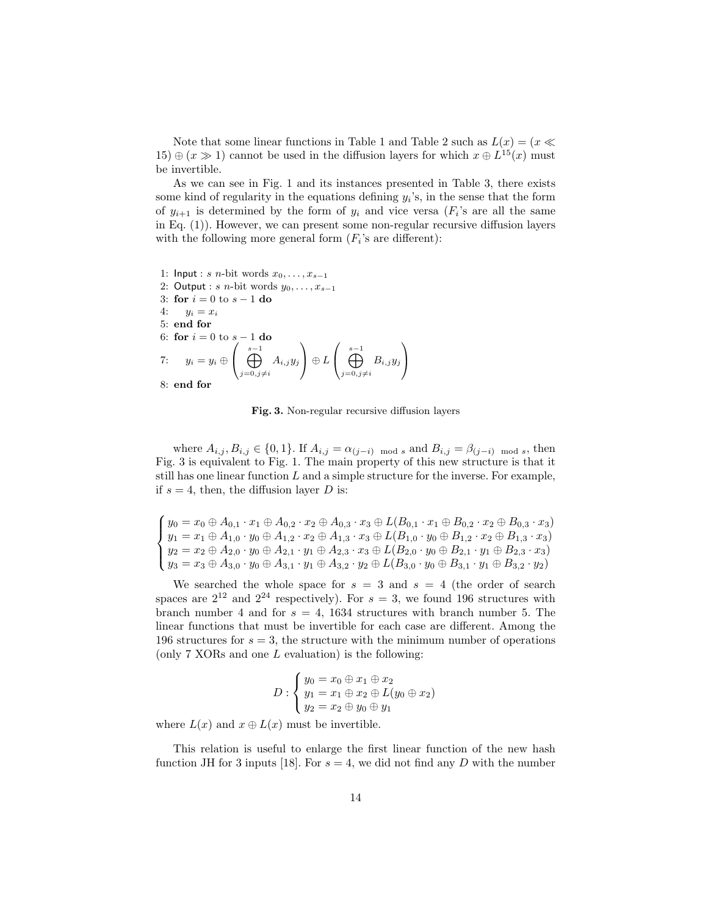Note that some linear functions in Table 1 and Table 2 such as $L(x) = (x \ll 15) \oplus (x \gg 1)$ cannot be used in the diffusion layers for which $x \oplus L^{15}(x)$ must be invertible.

As we can see in Fig. 1 and its instances presented in Table 3, there exists some kind of regularity in the equations defining $y_i$'s, in the sense that the form of $y_{i+1}$ is determined by the form of $y_i$ and vice versa ($F_i$'s are all the same in Eq. (1)). However, we can present some non-regular recursive diffusion layers with the following more general form ($F_i$'s are different):

```
1: Input : s n-bit words x_0, ..., x_{s-1}
2: Output : s n-bit words y_0, ..., x_{s-1}
3: for i = 0 to s - 1 do
4:     y_i = x_i
5: end for
6: for i = 0 to s - 1 do
7:     y_i = y_i ⊕ ( ⊕_{j=0, j≠i}^{s-1} A_{i,j} y_j ) ⊕ L( ⊕_{j=0, j≠i}^{s-1} B_{i,j} y_j )
8: end for
```

$$y_i = y_i \oplus \left( \bigoplus_{j=0, j\neq i}^{s-1} A_{i,j} y_j \right) \oplus L\left( \bigoplus_{j=0, j\neq i}^{s-1} B_{i,j} y_j \right)$$

**Fig. 3.** Non-regular recursive diffusion layers

where $A_{i,j}, B_{i,j} \in \{0,1\}$. If $A_{i,j} = \alpha_{(j-i) \bmod s}$ and $B_{i,j} = \beta_{(j-i) \bmod s}$, then Fig. 3 is equivalent to Fig. 1. The main property of this new structure is that it still has one linear function $L$ and a simple structure for the inverse. For example, if $s = 4$, then, the diffusion layer $D$ is:

$$\begin{cases} y_0 = x_0 \oplus A_{0,1} \cdot x_1 \oplus A_{0,2} \cdot x_2 \oplus A_{0,3} \cdot x_3 \oplus L(B_{0,1} \cdot x_1 \oplus B_{0,2} \cdot x_2 \oplus B_{0,3} \cdot x_3) \\ y_1 = x_1 \oplus A_{1,0} \cdot y_0 \oplus A_{1,2} \cdot x_2 \oplus A_{1,3} \cdot x_3 \oplus L(B_{1,0} \cdot y_0 \oplus B_{1,2} \cdot x_2 \oplus B_{1,3} \cdot x_3) \\ y_2 = x_2 \oplus A_{2,0} \cdot y_0 \oplus A_{2,1} \cdot y_1 \oplus A_{2,3} \cdot x_3 \oplus L(B_{2,0} \cdot y_0 \oplus B_{2,1} \cdot y_1 \oplus B_{2,3} \cdot x_3) \\ y_3 = x_3 \oplus A_{3,0} \cdot y_0 \oplus A_{3,1} \cdot y_1 \oplus A_{3,2} \cdot y_2 \oplus L(B_{3,0} \cdot y_0 \oplus B_{3,1} \cdot y_1 \oplus B_{3,2} \cdot y_2) \end{cases}$$

We searched the whole space for $s = 3$ and $s = 4$ (the order of search spaces are $2^{12}$ and $2^{24}$ respectively). For $s = 3$, we found 196 structures with branch number 4 and for $s = 4$, 1634 structures with branch number 5. The linear functions that must be invertible for each case are different. Among the 196 structures for $s = 3$, the structure with the minimum number of operations (only 7 XORs and one $L$ evaluation) is the following:

$$D : \begin{cases} y_0 = x_0 \oplus x_1 \oplus x_2 \\ y_1 = x_1 \oplus x_2 \oplus L(y_0 \oplus x_2) \\ y_2 = x_2 \oplus y_0 \oplus y_1 \end{cases}$$

where $L(x)$ and $x \oplus L(x)$ must be invertible.

This relation is useful to enlarge the first linear function of the new hash function JH for 3 inputs [18]. For $s = 4$, we did not find any $D$ with the number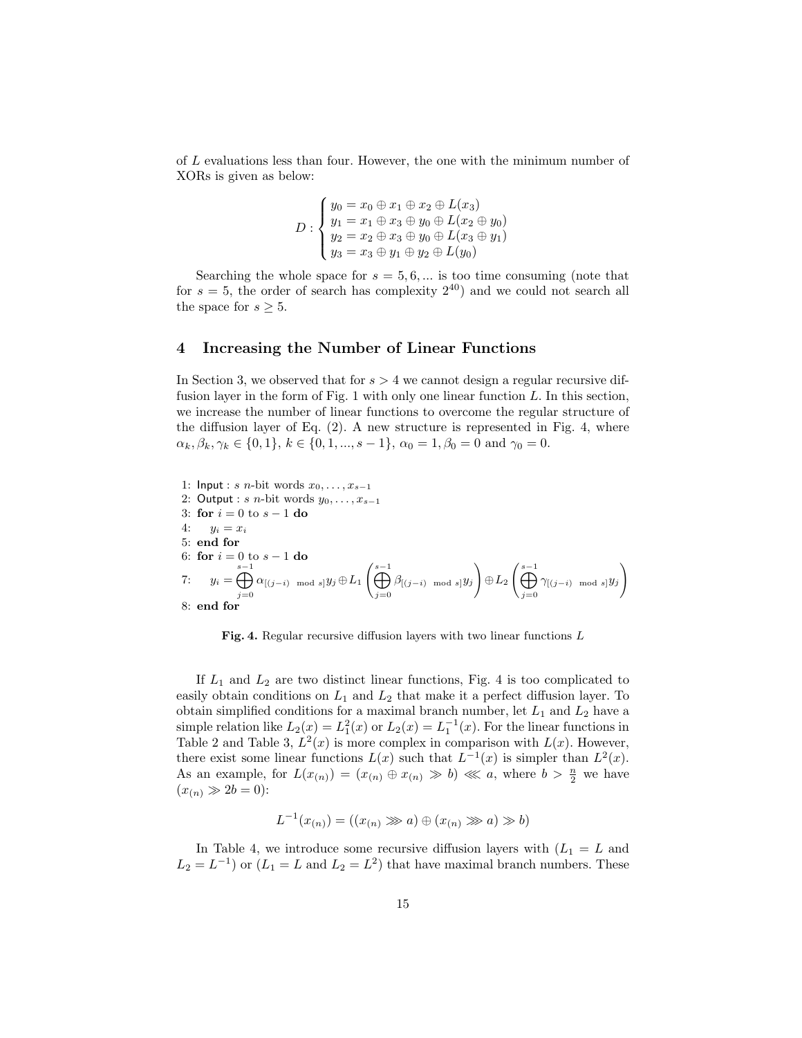of $L$ evaluations less than four. However, the one with the minimum number of XORs is given as below:

$$D : \begin{cases} y_0 = x_0 \oplus x_1 \oplus x_2 \oplus L(x_3) \\ y_1 = x_1 \oplus x_3 \oplus y_0 \oplus L(x_2 \oplus y_0) \\ y_2 = x_2 \oplus x_3 \oplus y_0 \oplus L(x_3 \oplus y_1) \\ y_3 = x_3 \oplus y_1 \oplus y_2 \oplus L(y_0) \end{cases}$$

Searching the whole space for $s = 5, 6, ...$ is too time consuming (note that for $s = 5$, the order of search has complexity $2^{40}$) and we could not search all the space for $s \geq 5$.

## 4 Increasing the Number of Linear Functions

In Section 3, we observed that for $s > 4$ we cannot design a regular recursive diffusion layer in the form of Fig. 1 with only one linear function $L$. In this section, we increase the number of linear functions to overcome the regular structure of the diffusion layer of Eq. (2). A new structure is represented in Fig. 4, where $\alpha_k, \beta_k, \gamma_k \in \{0, 1\}$, $k \in \{0, 1, ..., s-1\}$, $\alpha_0 = 1, \beta_0 = 0$ and $\gamma_0 = 0$.

```
1: Input : s n-bit words x_0, ..., x_{s-1}
2: Output : s n-bit words y_0, ..., x_{s-1}
3: for i = 0 to s - 1 do
4:     y_i = x_i
5: end for
6: for i = 0 to s - 1 do
7:     y_i = ⊕_{j=0}^{s-1} α_{[(j-i) mod s]} y_j ⊕ L_1( ⊕_{j=0}^{s-1} β_{[(j-i) mod s]} y_j ) ⊕ L_2( ⊕_{j=0}^{s-1} γ_{[(j-i) mod s]} y_j )
8: end for
```

Line 7: $$y_i = \bigoplus_{j=0}^{s-1} \alpha_{[(j-i) \mod s]} y_j \oplus L_1\left(\bigoplus_{j=0}^{s-1} \beta_{[(j-i) \mod s]} y_j\right) \oplus L_2\left(\bigoplus_{j=0}^{s-1} \gamma_{[(j-i) \mod s]} y_j\right)$$

**Fig. 4.** Regular recursive diffusion layers with two linear functions $L$

If $L_1$ and $L_2$ are two distinct linear functions, Fig. 4 is too complicated to easily obtain conditions on $L_1$ and $L_2$ that make it a perfect diffusion layer. To obtain simplified conditions for a maximal branch number, let $L_1$ and $L_2$ have a simple relation like $L_2(x) = L_1^2(x)$ or $L_2(x) = L_1^{-1}(x)$. For the linear functions in Table 2 and Table 3, $L^2(x)$ is more complex in comparison with $L(x)$. However, there exist some linear functions $L(x)$ such that $L^{-1}(x)$ is simpler than $L^2(x)$. As an example, for $L(x_{(n)}) = (x_{(n)} \oplus x_{(n)} \gg b) \lll a$, where $b > \frac{n}{2}$ we have $(x_{(n)} \gg 2b = 0)$:

$$L^{-1}(x_{(n)}) = ((x_{(n)} \ggg a) \oplus (x_{(n)} \ggg a) \gg b)$$

In Table 4, we introduce some recursive diffusion layers with ($L_1 = L$ and $L_2 = L^{-1}$) or ($L_1 = L$ and $L_2 = L^2$) that have maximal branch numbers. These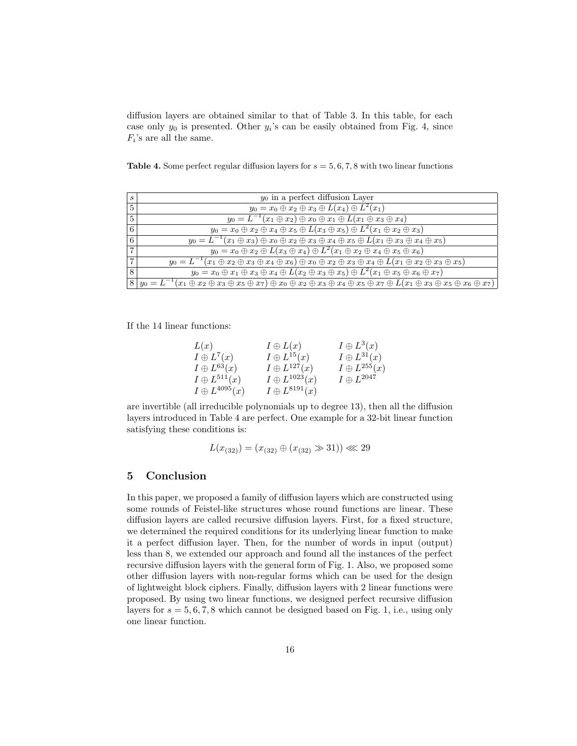diffusion layers are obtained similar to that of Table 3. In this table, for each case only $y_0$ is presented. Other $y_i$'s can be easily obtained from Fig. 4, since $F_i$'s are all the same.

**Table 4.** Some perfect regular diffusion layers for $s = 5, 6, 7, 8$ with two linear functions

| $s$ | $y_0$ in a perfect diffusion Layer |
|---|---|
| 5 | $y_0 = x_0 \oplus x_2 \oplus x_3 \oplus L(x_4) \oplus L^2(x_1)$ |
| 5 | $y_0 = L^{-1}(x_1 \oplus x_2) \oplus x_0 \oplus x_1 \oplus L(x_1 \oplus x_3 \oplus x_4)$ |
| 6 | $y_0 = x_0 \oplus x_2 \oplus x_4 \oplus x_5 \oplus L(x_3 \oplus x_5) \oplus L^2(x_1 \oplus x_2 \oplus x_3)$ |
| 6 | $y_0 = L^{-1}(x_1 \oplus x_3) \oplus x_0 \oplus x_2 \oplus x_3 \oplus x_4 \oplus x_5 \oplus L(x_1 \oplus x_3 \oplus x_4 \oplus x_5)$ |
| 7 | $y_0 = x_0 \oplus x_2 \oplus L(x_3 \oplus x_4) \oplus L^2(x_1 \oplus x_2 \oplus x_4 \oplus x_5 \oplus x_6)$ |
| 7 | $y_0 = L^{-1}(x_1 \oplus x_2 \oplus x_3 \oplus x_4 \oplus x_6) \oplus x_0 \oplus x_2 \oplus x_3 \oplus x_4 \oplus L(x_1 \oplus x_2 \oplus x_3 \oplus x_5)$ |
| 8 | $y_0 = x_0 \oplus x_1 \oplus x_3 \oplus x_4 \oplus L(x_2 \oplus x_3 \oplus x_5) \oplus L^2(x_1 \oplus x_5 \oplus x_6 \oplus x_7)$ |
| 8 | $y_0 = L^{-1}(x_1 \oplus x_2 \oplus x_3 \oplus x_5 \oplus x_7) \oplus x_0 \oplus x_2 \oplus x_3 \oplus x_4 \oplus x_5 \oplus x_7 \oplus L(x_1 \oplus x_3 \oplus x_5 \oplus x_6 \oplus x_7)$ |

If the 14 linear functions:

$$
\begin{array}{lll}
L(x) & I \oplus L(x) & I \oplus L^3(x) \\
I \oplus L^7(x) & I \oplus L^{15}(x) & I \oplus L^{31}(x) \\
I \oplus L^{63}(x) & I \oplus L^{127}(x) & I \oplus L^{255}(x) \\
I \oplus L^{511}(x) & I \oplus L^{1023}(x) & I \oplus L^{2047} \\
I \oplus L^{4095}(x) & I \oplus L^{8191}(x) &
\end{array}
$$

are invertible (all irreducible polynomials up to degree 13), then all the diffusion layers introduced in Table 4 are perfect. One example for a 32-bit linear function satisfying these conditions is:

$$L(x_{(32)}) = (x_{(32)} \oplus (x_{(32)} \gg 31)) \lll 29$$

## 5 Conclusion

In this paper, we proposed a family of diffusion layers which are constructed using some rounds of Feistel-like structures whose round functions are linear. These diffusion layers are called recursive diffusion layers. First, for a fixed structure, we determined the required conditions for its underlying linear function to make it a perfect diffusion layer. Then, for the number of words in input (output) less than 8, we extended our approach and found all the instances of the perfect recursive diffusion layers with the general form of Fig. 1. Also, we proposed some other diffusion layers with non-regular forms which can be used for the design of lightweight block ciphers. Finally, diffusion layers with 2 linear functions were proposed. By using two linear functions, we designed perfect recursive diffusion layers for $s = 5, 6, 7, 8$ which cannot be designed based on Fig. 1, i.e., using only one linear function.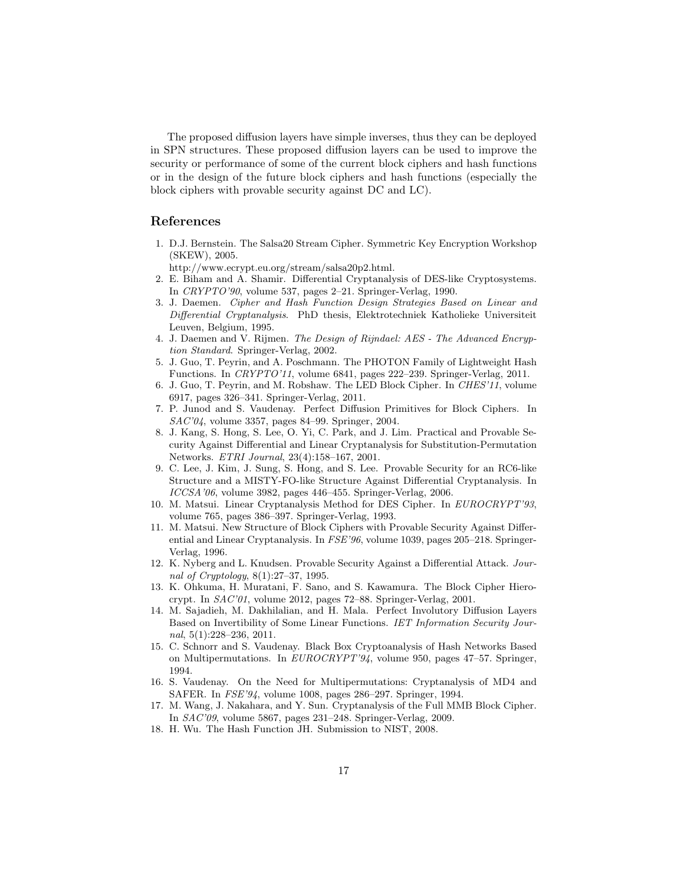The proposed diffusion layers have simple inverses, thus they can be deployed in SPN structures. These proposed diffusion layers can be used to improve the security or performance of some of the current block ciphers and hash functions or in the design of the future block ciphers and hash functions (especially the block ciphers with provable security against DC and LC).

## References

1. D.J. Bernstein. The Salsa20 Stream Cipher. Symmetric Key Encryption Workshop (SKEW), 2005.
   http://www.ecrypt.eu.org/stream/salsa20p2.html.
2. E. Biham and A. Shamir. Differential Cryptanalysis of DES-like Cryptosystems. In *CRYPTO'90*, volume 537, pages 2–21. Springer-Verlag, 1990.
3. J. Daemen. *Cipher and Hash Function Design Strategies Based on Linear and Differential Cryptanalysis*. PhD thesis, Elektrotechniek Katholieke Universiteit Leuven, Belgium, 1995.
4. J. Daemen and V. Rijmen. *The Design of Rijndael: AES - The Advanced Encryption Standard*. Springer-Verlag, 2002.
5. J. Guo, T. Peyrin, and A. Poschmann. The PHOTON Family of Lightweight Hash Functions. In *CRYPTO'11*, volume 6841, pages 222–239. Springer-Verlag, 2011.
6. J. Guo, T. Peyrin, and M. Robshaw. The LED Block Cipher. In *CHES'11*, volume 6917, pages 326–341. Springer-Verlag, 2011.
7. P. Junod and S. Vaudenay. Perfect Diffusion Primitives for Block Ciphers. In *SAC'04*, volume 3357, pages 84–99. Springer, 2004.
8. J. Kang, S. Hong, S. Lee, O. Yi, C. Park, and J. Lim. Practical and Provable Security Against Differential and Linear Cryptanalysis for Substitution-Permutation Networks. *ETRI Journal*, 23(4):158–167, 2001.
9. C. Lee, J. Kim, J. Sung, S. Hong, and S. Lee. Provable Security for an RC6-like Structure and a MISTY-FO-like Structure Against Differential Cryptanalysis. In *ICCSA'06*, volume 3982, pages 446–455. Springer-Verlag, 2006.
10. M. Matsui. Linear Cryptanalysis Method for DES Cipher. In *EUROCRYPT'93*, volume 765, pages 386–397. Springer-Verlag, 1993.
11. M. Matsui. New Structure of Block Ciphers with Provable Security Against Differential and Linear Cryptanalysis. In *FSE'96*, volume 1039, pages 205–218. Springer-Verlag, 1996.
12. K. Nyberg and L. Knudsen. Provable Security Against a Differential Attack. *Journal of Cryptology*, 8(1):27–37, 1995.
13. K. Ohkuma, H. Muratani, F. Sano, and S. Kawamura. The Block Cipher Hierocrypt. In *SAC'01*, volume 2012, pages 72–88. Springer-Verlag, 2001.
14. M. Sajadieh, M. Dakhilalian, and H. Mala. Perfect Involutory Diffusion Layers Based on Invertibility of Some Linear Functions. *IET Information Security Journal*, 5(1):228–236, 2011.
15. C. Schnorr and S. Vaudenay. Black Box Cryptoanalysis of Hash Networks Based on Multipermutations. In *EUROCRYPT'94*, volume 950, pages 47–57. Springer, 1994.
16. S. Vaudenay. On the Need for Multipermutations: Cryptanalysis of MD4 and SAFER. In *FSE'94*, volume 1008, pages 286–297. Springer, 1994.
17. M. Wang, J. Nakahara, and Y. Sun. Cryptanalysis of the Full MMB Block Cipher. In *SAC'09*, volume 5867, pages 231–248. Springer-Verlag, 2009.
18. H. Wu. The Hash Function JH. Submission to NIST, 2008.